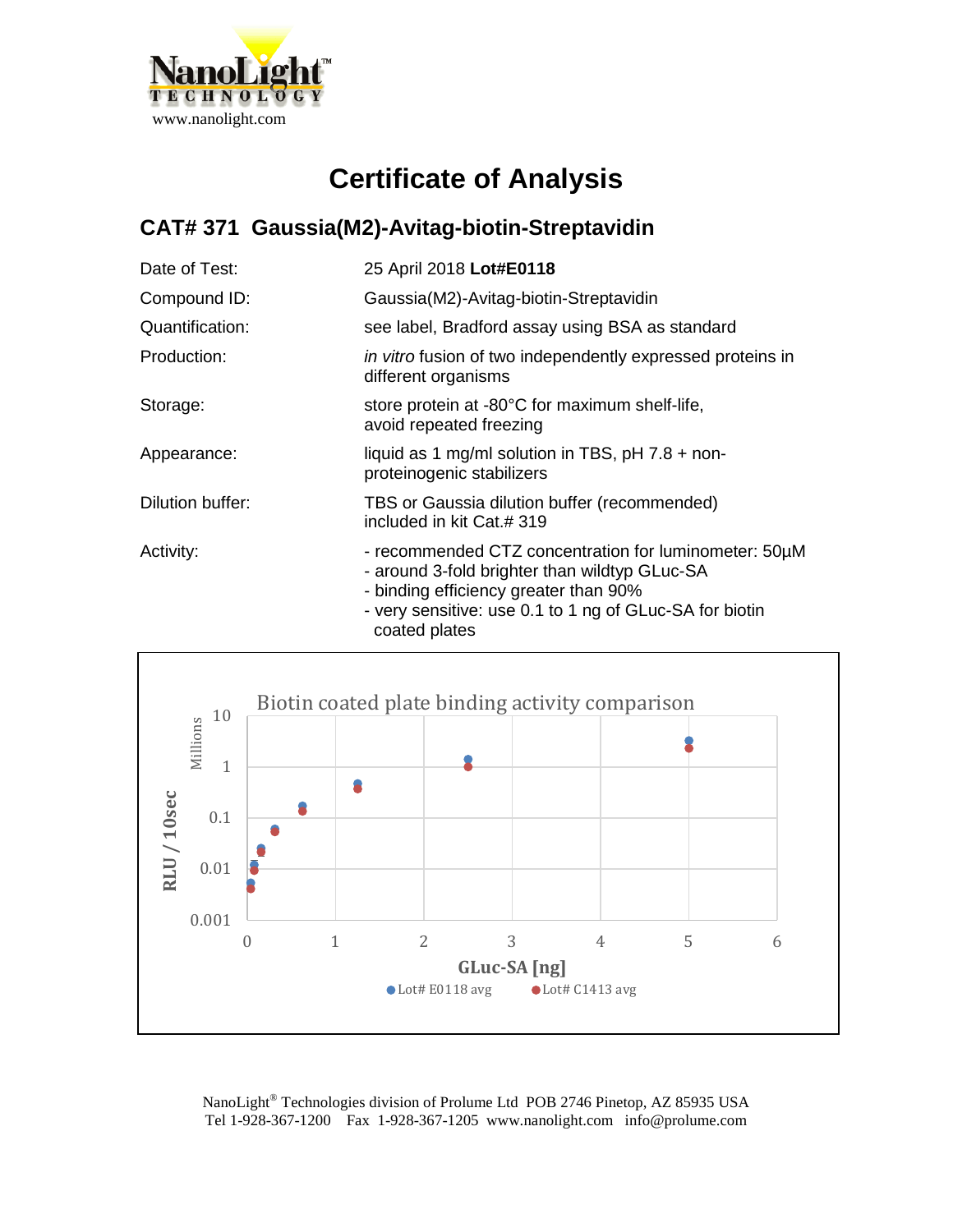NanoLight™ TECHNOLOGY
www.nanolight.com

# Certificate of Analysis

## CAT# 371 Gaussia(M2)-Avitag-biotin-Streptavidin

| | |
|---|---|
| Date of Test: | 25 April 2018 **Lot#E0118** |
| Compound ID: | Gaussia(M2)-Avitag-biotin-Streptavidin |
| Quantification: | see label, Bradford assay using BSA as standard |
| Production: | *in vitro* fusion of two independently expressed proteins in different organisms |
| Storage: | store protein at -80°C for maximum shelf-life, avoid repeated freezing |
| Appearance: | liquid as 1 mg/ml solution in TBS, pH 7.8 + non-proteinogenic stabilizers |
| Dilution buffer: | TBS or Gaussia dilution buffer (recommended) included in kit Cat.# 319 |
| Activity: | - recommended CTZ concentration for luminometer: 50µM<br>- around 3-fold brighter than wildtyp GLuc-SA<br>- binding efficiency greater than 90%<br>- very sensitive: use 0.1 to 1 ng of GLuc-SA for biotin coated plates |

**Biotin coated plate binding activity comparison**

(Chart: y-axis "RLU / 10sec" (Millions), log scale 0.001 to 10; x-axis "GLuc-SA [ng]", 0 to 6; series: Lot# E0118 avg, Lot# C1413 avg)

NanoLight® Technologies division of Prolume Ltd POB 2746 Pinetop, AZ 85935 USA
Tel 1-928-367-1200 Fax 1-928-367-1205 www.nanolight.com info@prolume.com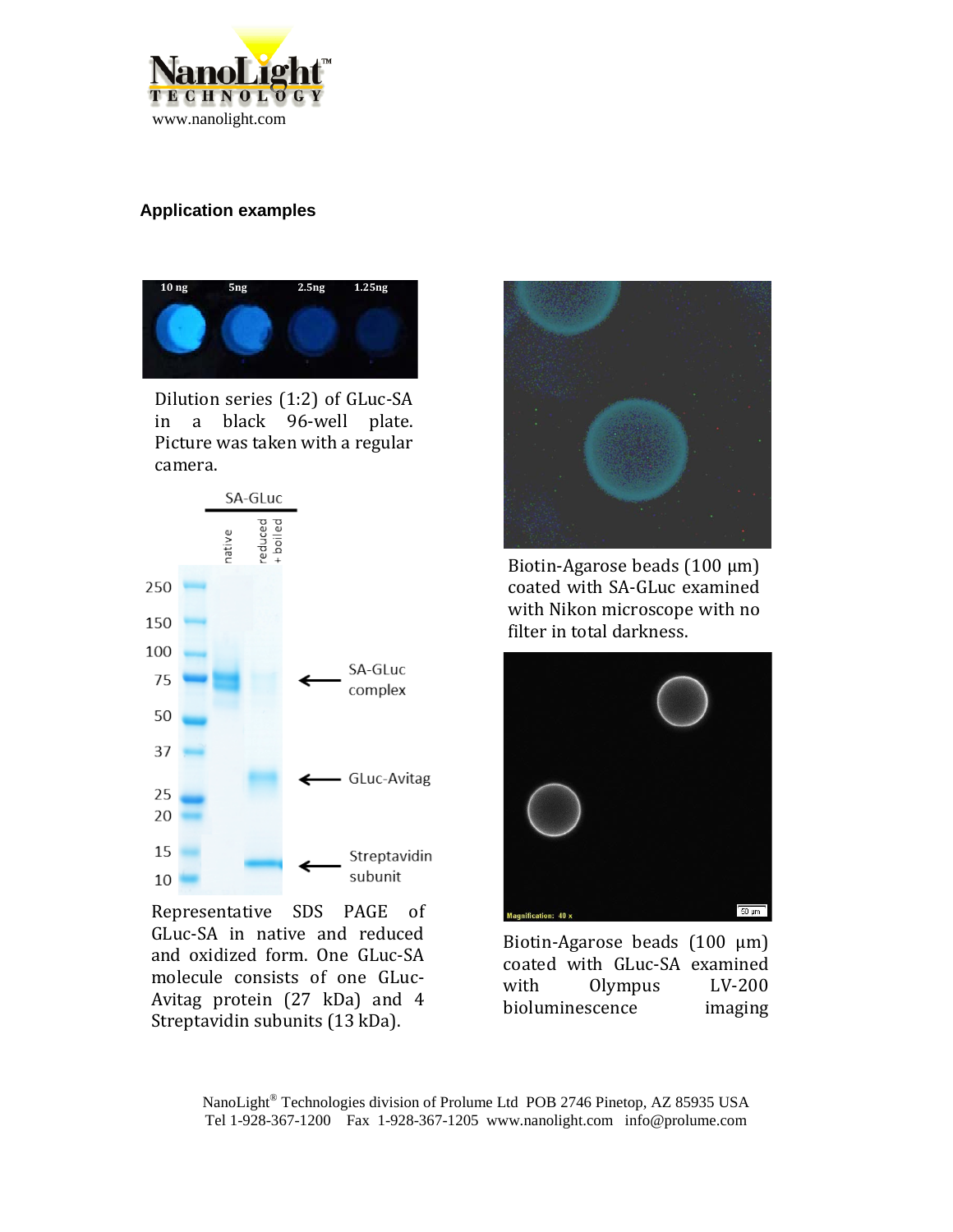## Application examples

10 ng 5ng 2.5ng 1.25ng

Dilution series (1:2) of GLuc-SA in a black 96-well plate. Picture was taken with a regular camera.

SA-GLuc

native

reduced + boiled

250
150
100
75
50
37
25
20
15
10

SA-GLuc complex

GLuc-Avitag

Streptavidin subunit

Representative SDS PAGE of GLuc-SA in native and reduced and oxidized form. One GLuc-SA molecule consists of one GLuc-Avitag protein (27 kDa) and 4 Streptavidin subunits (13 kDa).

Biotin-Agarose beads (100 µm) coated with SA-GLuc examined with Nikon microscope with no filter in total darkness.

Magnification: 40 x

50 µm

Biotin-Agarose beads (100 µm) coated with GLuc-SA examined with Olympus LV-200 bioluminescence imaging

NanoLight® Technologies division of Prolume Ltd POB 2746 Pinetop, AZ 85935 USA
Tel 1-928-367-1200 Fax 1-928-367-1205 www.nanolight.com info@prolume.com